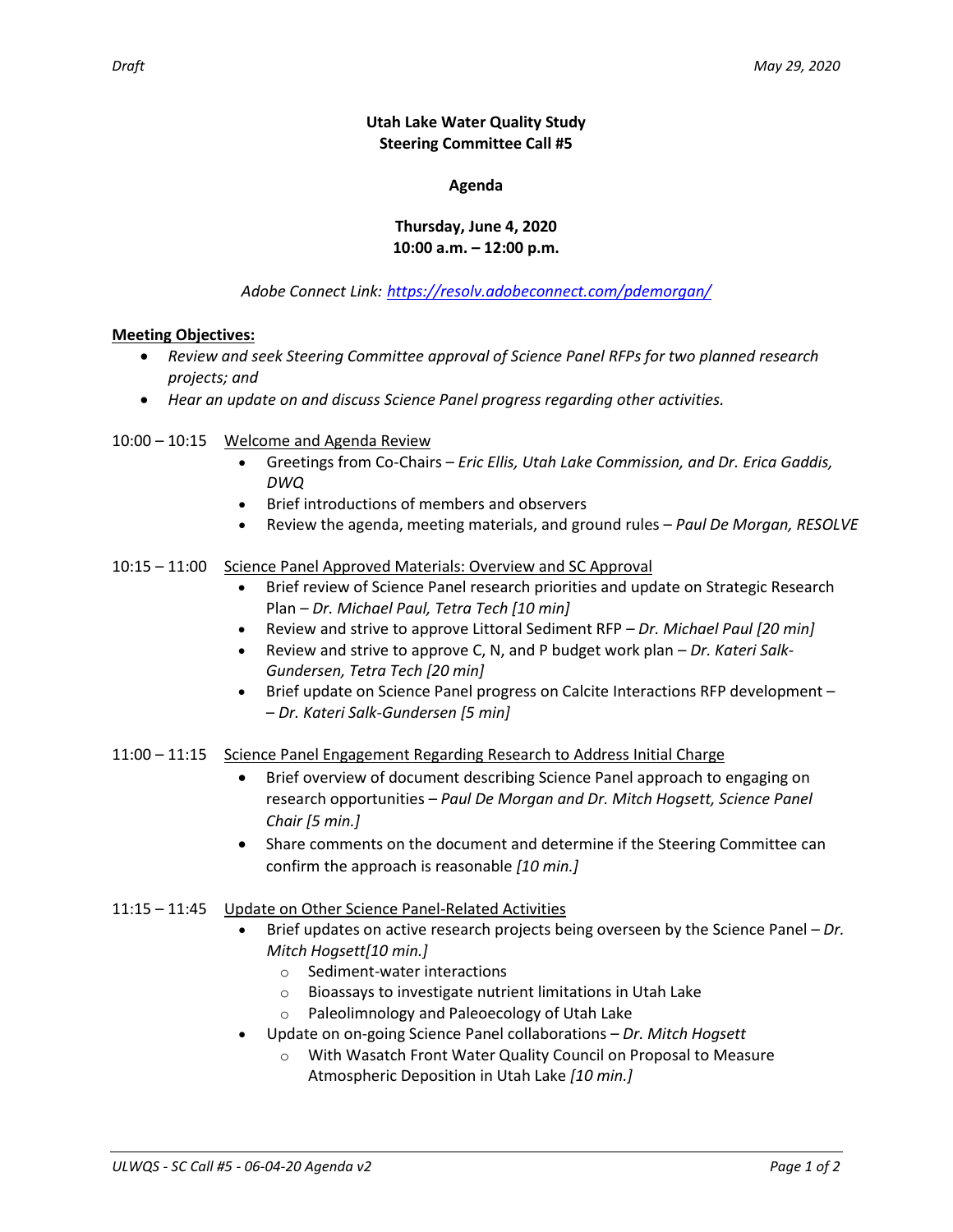*Draft* *May 29, 2020*

**Utah Lake Water Quality Study**
**Steering Committee Call #5**

**Agenda**

**Thursday, June 4, 2020**
**10:00 a.m. – 12:00 p.m.**

*Adobe Connect Link: https://resolv.adobeconnect.com/pdemorgan/*

**Meeting Objectives:**

- *Review and seek Steering Committee approval of Science Panel RFPs for two planned research projects; and*
- *Hear an update on and discuss Science Panel progress regarding other activities.*

10:00 – 10:15 Welcome and Agenda Review

- Greetings from Co-Chairs – *Eric Ellis, Utah Lake Commission, and Dr. Erica Gaddis, DWQ*
- Brief introductions of members and observers
- Review the agenda, meeting materials, and ground rules – *Paul De Morgan, RESOLVE*

10:15 – 11:00 Science Panel Approved Materials: Overview and SC Approval

- Brief review of Science Panel research priorities and update on Strategic Research Plan – *Dr. Michael Paul, Tetra Tech [10 min]*
- Review and strive to approve Littoral Sediment RFP – *Dr. Michael Paul [20 min]*
- Review and strive to approve C, N, and P budget work plan – *Dr. Kateri Salk-Gundersen, Tetra Tech [20 min]*
- Brief update on Science Panel progress on Calcite Interactions RFP development – – *Dr. Kateri Salk-Gundersen [5 min]*

11:00 – 11:15 Science Panel Engagement Regarding Research to Address Initial Charge

- Brief overview of document describing Science Panel approach to engaging on research opportunities – *Paul De Morgan and Dr. Mitch Hogsett, Science Panel Chair [5 min.]*
- Share comments on the document and determine if the Steering Committee can confirm the approach is reasonable *[10 min.]*

11:15 – 11:45 Update on Other Science Panel-Related Activities

- Brief updates on active research projects being overseen by the Science Panel – *Dr. Mitch Hogsett[10 min.]*
  - Sediment-water interactions
  - Bioassays to investigate nutrient limitations in Utah Lake
  - Paleolimnology and Paleoecology of Utah Lake
- Update on on-going Science Panel collaborations – *Dr. Mitch Hogsett*
  - With Wasatch Front Water Quality Council on Proposal to Measure Atmospheric Deposition in Utah Lake *[10 min.]*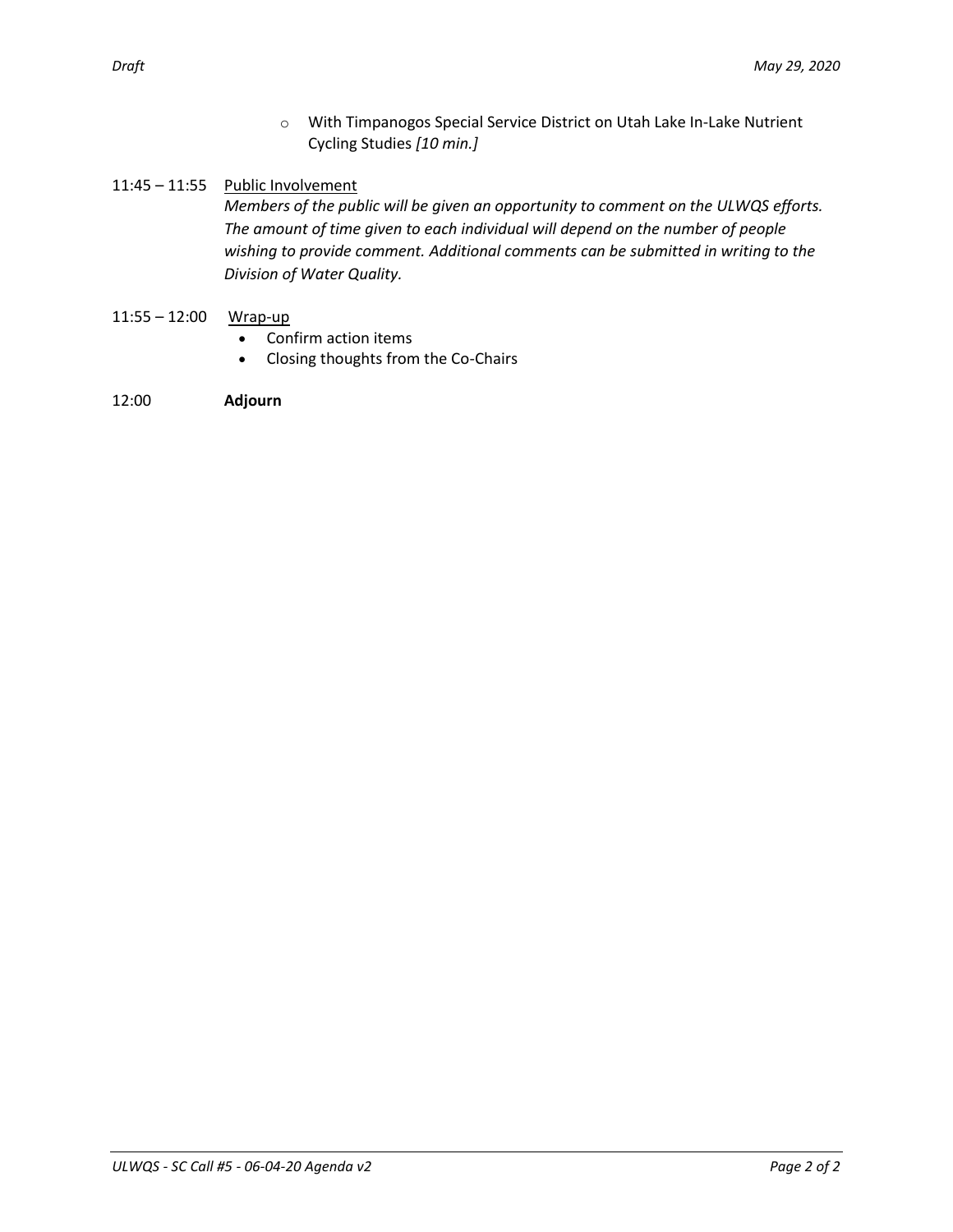- With Timpanogos Special Service District on Utah Lake In-Lake Nutrient Cycling Studies *[10 min.]*

11:45 – 11:55 Public Involvement

*Members of the public will be given an opportunity to comment on the ULWQS efforts. The amount of time given to each individual will depend on the number of people wishing to provide comment. Additional comments can be submitted in writing to the Division of Water Quality.*

11:55 – 12:00 Wrap-up

- Confirm action items
- Closing thoughts from the Co-Chairs

12:00 **Adjourn**